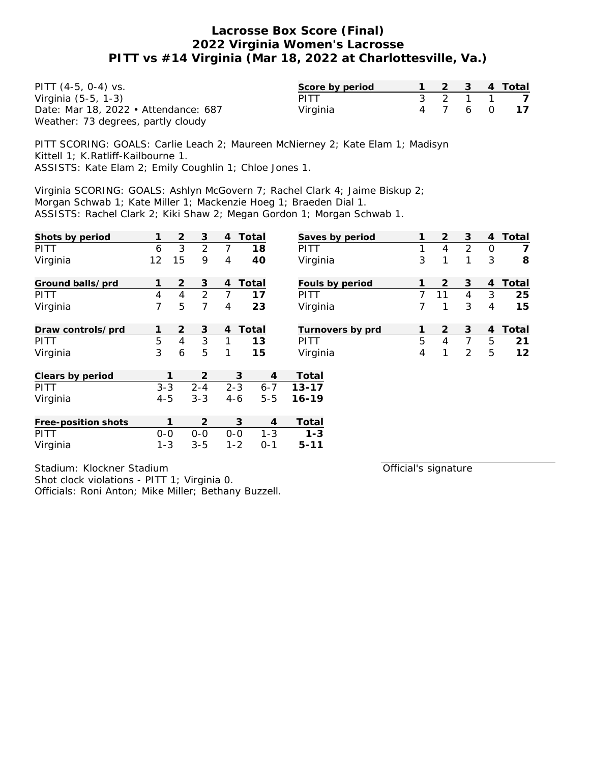# Lacrosse Box Score (Final)
## 2022 Virginia Women's Lacrosse
## PITT vs #14 Virginia (Mar 18, 2022 at Charlottesville, Va.)

PITT (4-5, 0-4) vs.
Virginia (5-5, 1-3)
Date: Mar 18, 2022 • Attendance: 687
Weather: 73 degrees, partly cloudy

| Score by period | 1 | 2 | 3 | 4 | Total |
|---|---|---|---|---|---|
| PITT | 3 | 2 | 1 | 1 | **7** |
| Virginia | 4 | 7 | 6 | 0 | **17** |

PITT SCORING: GOALS: Carlie Leach 2; Maureen McNierney 2; Kate Elam 1; Madisyn Kittell 1; K.Ratliff-Kailbourne 1.
ASSISTS: Kate Elam 2; Emily Coughlin 1; Chloe Jones 1.

Virginia SCORING: GOALS: Ashlyn McGovern 7; Rachel Clark 4; Jaime Biskup 2; Morgan Schwab 1; Kate Miller 1; Mackenzie Hoeg 1; Braeden Dial 1.
ASSISTS: Rachel Clark 2; Kiki Shaw 2; Megan Gordon 1; Morgan Schwab 1.

| Shots by period | 1 | 2 | 3 | 4 | Total |
|---|---|---|---|---|---|
| PITT | 6 | 3 | 2 | 7 | **18** |
| Virginia | 12 | 15 | 9 | 4 | **40** |

| Saves by period | 1 | 2 | 3 | 4 | Total |
|---|---|---|---|---|---|
| PITT | 1 | 4 | 2 | 0 | **7** |
| Virginia | 3 | 1 | 1 | 3 | **8** |

| Ground balls/prd | 1 | 2 | 3 | 4 | Total |
|---|---|---|---|---|---|
| PITT | 4 | 4 | 2 | 7 | **17** |
| Virginia | 7 | 5 | 7 | 4 | **23** |

| Fouls by period | 1 | 2 | 3 | 4 | Total |
|---|---|---|---|---|---|
| PITT | 7 | 11 | 4 | 3 | **25** |
| Virginia | 7 | 1 | 3 | 4 | **15** |

| Draw controls/prd | 1 | 2 | 3 | 4 | Total |
|---|---|---|---|---|---|
| PITT | 5 | 4 | 3 | 1 | **13** |
| Virginia | 3 | 6 | 5 | 1 | **15** |

| Turnovers by prd | 1 | 2 | 3 | 4 | Total |
|---|---|---|---|---|---|
| PITT | 5 | 4 | 7 | 5 | **21** |
| Virginia | 4 | 1 | 2 | 5 | **12** |

| Clears by period | 1 | 2 | 3 | 4 | Total |
|---|---|---|---|---|---|
| PITT | 3-3 | 2-4 | 2-3 | 6-7 | **13-17** |
| Virginia | 4-5 | 3-3 | 4-6 | 5-5 | **16-19** |

| Free-position shots | 1 | 2 | 3 | 4 | Total |
|---|---|---|---|---|---|
| PITT | 0-0 | 0-0 | 0-0 | 1-3 | **1-3** |
| Virginia | 1-3 | 3-5 | 1-2 | 0-1 | **5-11** |

Stadium: Klockner Stadium
Shot clock violations - PITT 1; Virginia 0.
Officials: Roni Anton; Mike Miller; Bethany Buzzell.

Official's signature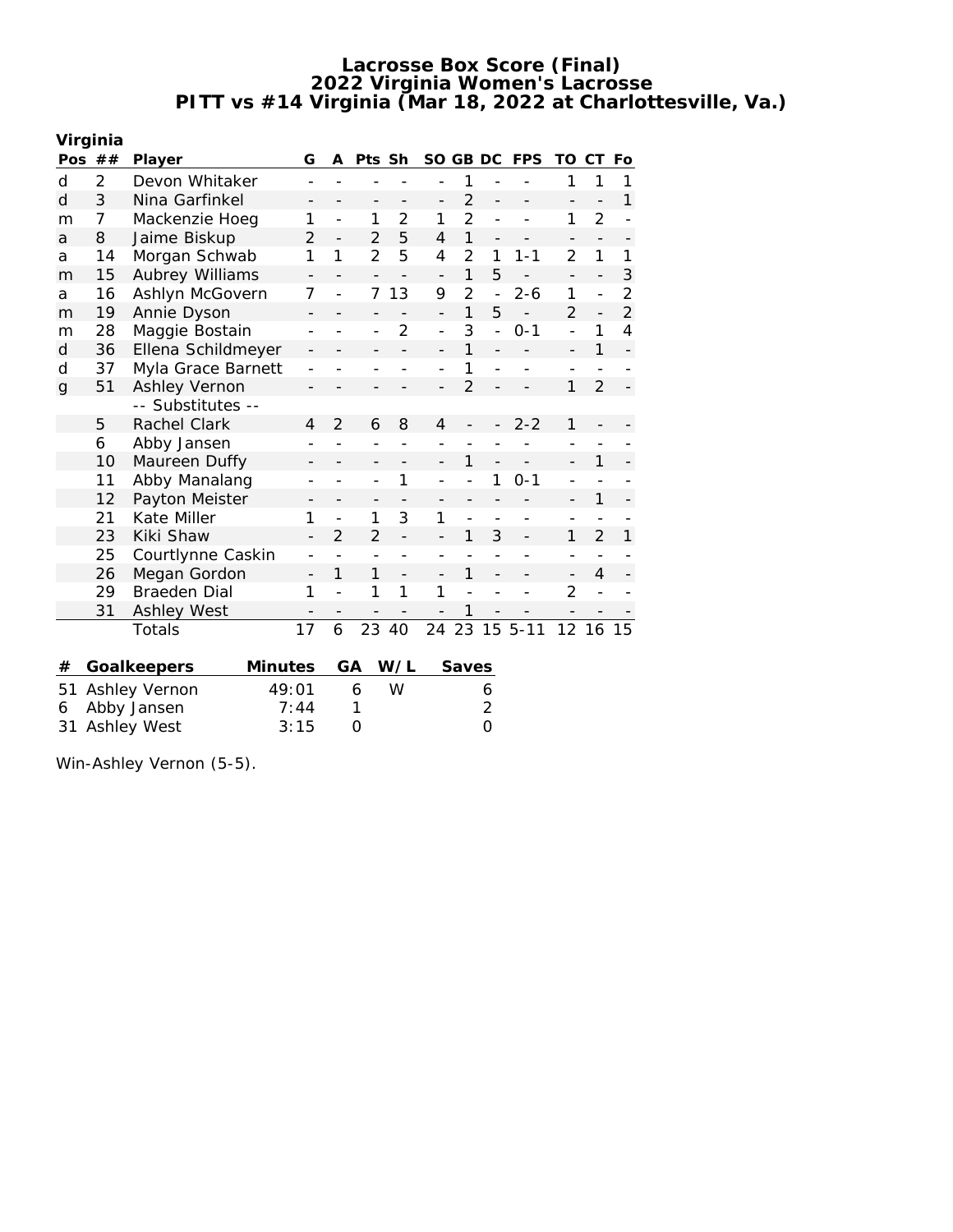# Lacrosse Box Score (Final)
## 2022 Virginia Women's Lacrosse
## PITT vs #14 Virginia (Mar 18, 2022 at Charlottesville, Va.)

**Virginia**

| Pos | ## | Player | G | A | Pts | Sh | SO | GB | DC | FPS | TO | CT | Fo |
|---|---|---|---|---|---|---|---|---|---|---|---|---|---|
| d | 2 | Devon Whitaker | - | - | - | - | - | 1 | - | - | 1 | 1 | 1 |
| d | 3 | Nina Garfinkel | - | - | - | - | - | 2 | - | - | - | - | 1 |
| m | 7 | Mackenzie Hoeg | 1 | - | 1 | 2 | 1 | 2 | - | - | 1 | 2 | - |
| a | 8 | Jaime Biskup | 2 | - | 2 | 5 | 4 | 1 | - | - | - | - | - |
| a | 14 | Morgan Schwab | 1 | 1 | 2 | 5 | 4 | 2 | 1 | 1-1 | 2 | 1 | 1 |
| m | 15 | Aubrey Williams | - | - | - | - | - | 1 | 5 | - | - | - | 3 |
| a | 16 | Ashlyn McGovern | 7 | - | 7 | 13 | 9 | 2 | - | 2-6 | 1 | - | 2 |
| m | 19 | Annie Dyson | - | - | - | - | - | 1 | 5 | - | 2 | - | 2 |
| m | 28 | Maggie Bostain | - | - | - | 2 | - | 3 | - | 0-1 | - | 1 | 4 |
| d | 36 | Ellena Schildmeyer | - | - | - | - | - | 1 | - | - | - | 1 | - |
| d | 37 | Myla Grace Barnett | - | - | - | - | - | 1 | - | - | - | - | - |
| g | 51 | Ashley Vernon | - | - | - | - | - | 2 | - | - | 1 | 2 | - |
| | | -- Substitutes -- | | | | | | | | | | | |
| | 5 | Rachel Clark | 4 | 2 | 6 | 8 | 4 | - | - | 2-2 | 1 | - | - |
| | 6 | Abby Jansen | - | - | - | - | - | - | - | - | - | - | - |
| | 10 | Maureen Duffy | - | - | - | - | - | 1 | - | - | - | 1 | - |
| | 11 | Abby Manalang | - | - | - | 1 | - | - | 1 | 0-1 | - | - | - |
| | 12 | Payton Meister | - | - | - | - | - | - | - | - | - | 1 | - |
| | 21 | Kate Miller | 1 | - | 1 | 3 | 1 | - | - | - | - | - | - |
| | 23 | Kiki Shaw | - | 2 | 2 | - | - | 1 | 3 | - | 1 | 2 | 1 |
| | 25 | Courtlynne Caskin | - | - | - | - | - | - | - | - | - | - | - |
| | 26 | Megan Gordon | - | 1 | 1 | - | - | 1 | - | - | - | 4 | - |
| | 29 | Braeden Dial | 1 | - | 1 | 1 | 1 | - | - | - | 2 | - | - |
| | 31 | Ashley West | - | - | - | - | - | 1 | - | - | - | - | - |
| | | Totals | 17 | 6 | 23 | 40 | 24 | 23 | 15 | 5-11 | 12 | 16 | 15 |

| # | Goalkeepers | Minutes | GA | W/L | Saves |
|---|---|---|---|---|---|
| 51 | Ashley Vernon | 49:01 | 6 | W | 6 |
| 6 | Abby Jansen | 7:44 | 1 | | 2 |
| 31 | Ashley West | 3:15 | 0 | | 0 |

Win-Ashley Vernon (5-5).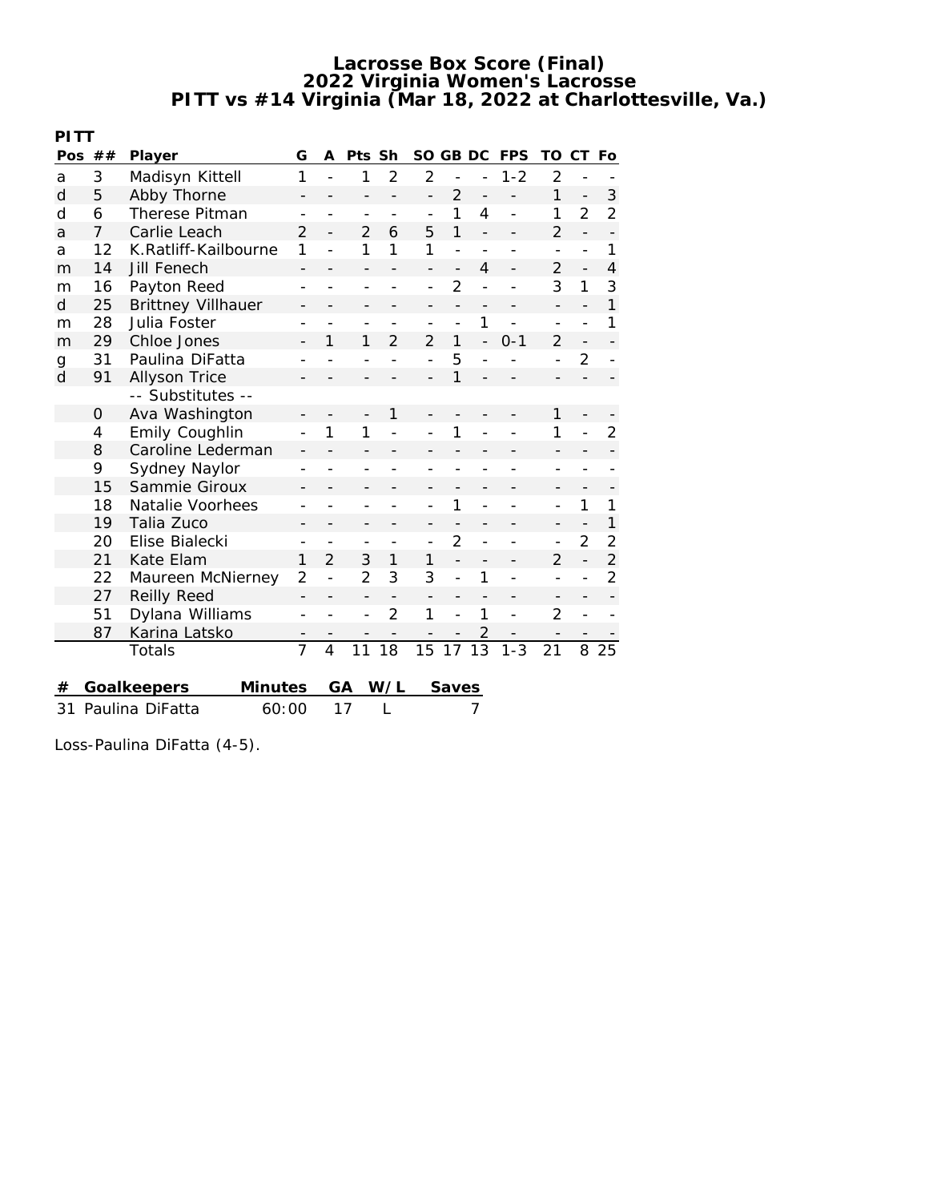# Lacrosse Box Score (Final)
## 2022 Virginia Women's Lacrosse
## PITT vs #14 Virginia (Mar 18, 2022 at Charlottesville, Va.)

**PITT**

| Pos | ## | Player | G | A | Pts | Sh | SO | GB | DC | FPS | TO | CT | Fo |
|---|---|---|---|---|---|---|---|---|---|---|---|---|---|
| a | 3 | Madisyn Kittell | 1 | - | 1 | 2 | 2 | - | - | 1-2 | 2 | - | - |
| d | 5 | Abby Thorne | - | - | - | - | - | 2 | - | - | 1 | - | 3 |
| d | 6 | Therese Pitman | - | - | - | - | - | 1 | 4 | - | 1 | 2 | 2 |
| a | 7 | Carlie Leach | 2 | - | 2 | 6 | 5 | 1 | - | - | 2 | - | - |
| a | 12 | K.Ratliff-Kailbourne | 1 | - | 1 | 1 | 1 | - | - | - | - | - | 1 |
| m | 14 | Jill Fenech | - | - | - | - | - | - | 4 | - | 2 | - | 4 |
| m | 16 | Payton Reed | - | - | - | - | - | 2 | - | - | 3 | 1 | 3 |
| d | 25 | Brittney Villhauer | - | - | - | - | - | - | - | - | - | - | 1 |
| m | 28 | Julia Foster | - | - | - | - | - | - | 1 | - | - | - | 1 |
| m | 29 | Chloe Jones | - | 1 | 1 | 2 | 2 | 1 | - | 0-1 | 2 | - | - |
| g | 31 | Paulina DiFatta | - | - | - | - | - | 5 | - | - | - | 2 | - |
| d | 91 | Allyson Trice | - | - | - | - | - | 1 | - | - | - | - | - |
| | | -- Substitutes -- | | | | | | | | | | | |
| | 0 | Ava Washington | - | - | - | 1 | - | - | - | - | 1 | - | - |
| | 4 | Emily Coughlin | - | 1 | 1 | - | - | 1 | - | - | 1 | - | 2 |
| | 8 | Caroline Lederman | - | - | - | - | - | - | - | - | - | - | - |
| | 9 | Sydney Naylor | - | - | - | - | - | - | - | - | - | - | - |
| | 15 | Sammie Giroux | - | - | - | - | - | - | - | - | - | - | - |
| | 18 | Natalie Voorhees | - | - | - | - | - | 1 | - | - | - | 1 | 1 |
| | 19 | Talia Zuco | - | - | - | - | - | - | - | - | - | - | 1 |
| | 20 | Elise Bialecki | - | - | - | - | - | 2 | - | - | - | 2 | 2 |
| | 21 | Kate Elam | 1 | 2 | 3 | 1 | 1 | - | - | - | 2 | - | 2 |
| | 22 | Maureen McNierney | 2 | - | 2 | 3 | 3 | - | 1 | - | - | - | 2 |
| | 27 | Reilly Reed | - | - | - | - | - | - | - | - | - | - | - |
| | 51 | Dylana Williams | - | - | - | 2 | 1 | - | 1 | - | 2 | - | - |
| | 87 | Karina Latsko | - | - | - | - | - | - | 2 | - | - | - | - |
| | | Totals | 7 | 4 | 11 | 18 | 15 | 17 | 13 | 1-3 | 21 | 8 | 25 |

| # | Goalkeepers | Minutes | GA | W/L | Saves |
|---|---|---|---|---|---|
| 31 | Paulina DiFatta | 60:00 | 17 | L | 7 |

Loss-Paulina DiFatta (4-5).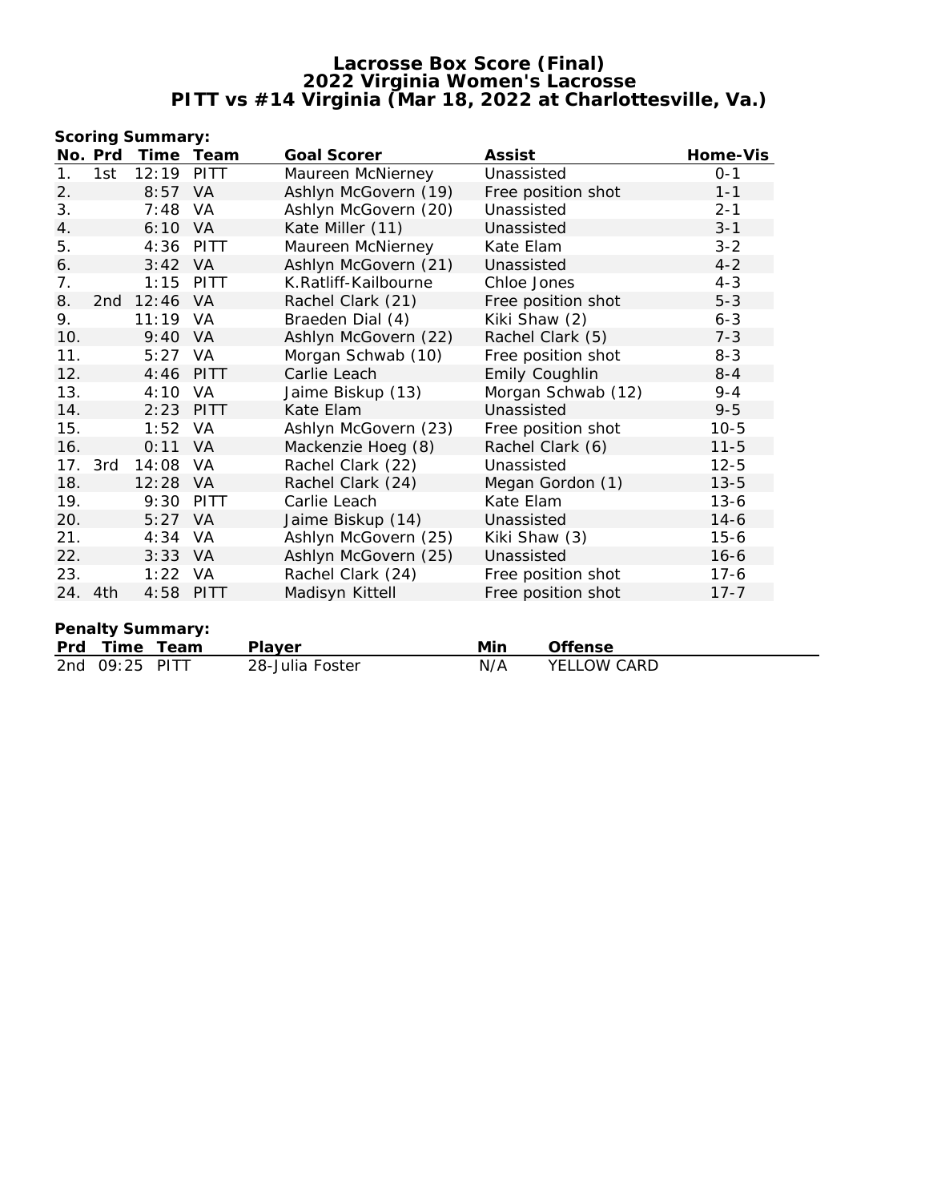# Lacrosse Box Score (Final)
## 2022 Virginia Women's Lacrosse
## PITT vs #14 Virginia (Mar 18, 2022 at Charlottesville, Va.)

**Scoring Summary:**

| No. | Prd | Time | Team | Goal Scorer | Assist | Home-Vis |
|---|---|---|---|---|---|---|
| 1. | 1st | 12:19 | PITT | Maureen McNierney | Unassisted | 0-1 |
| 2. | | 8:57 | VA | Ashlyn McGovern (19) | Free position shot | 1-1 |
| 3. | | 7:48 | VA | Ashlyn McGovern (20) | Unassisted | 2-1 |
| 4. | | 6:10 | VA | Kate Miller (11) | Unassisted | 3-1 |
| 5. | | 4:36 | PITT | Maureen McNierney | Kate Elam | 3-2 |
| 6. | | 3:42 | VA | Ashlyn McGovern (21) | Unassisted | 4-2 |
| 7. | | 1:15 | PITT | K.Ratliff-Kailbourne | Chloe Jones | 4-3 |
| 8. | 2nd | 12:46 | VA | Rachel Clark (21) | Free position shot | 5-3 |
| 9. | | 11:19 | VA | Braeden Dial (4) | Kiki Shaw (2) | 6-3 |
| 10. | | 9:40 | VA | Ashlyn McGovern (22) | Rachel Clark (5) | 7-3 |
| 11. | | 5:27 | VA | Morgan Schwab (10) | Free position shot | 8-3 |
| 12. | | 4:46 | PITT | Carlie Leach | Emily Coughlin | 8-4 |
| 13. | | 4:10 | VA | Jaime Biskup (13) | Morgan Schwab (12) | 9-4 |
| 14. | | 2:23 | PITT | Kate Elam | Unassisted | 9-5 |
| 15. | | 1:52 | VA | Ashlyn McGovern (23) | Free position shot | 10-5 |
| 16. | | 0:11 | VA | Mackenzie Hoeg (8) | Rachel Clark (6) | 11-5 |
| 17. | 3rd | 14:08 | VA | Rachel Clark (22) | Unassisted | 12-5 |
| 18. | | 12:28 | VA | Rachel Clark (24) | Megan Gordon (1) | 13-5 |
| 19. | | 9:30 | PITT | Carlie Leach | Kate Elam | 13-6 |
| 20. | | 5:27 | VA | Jaime Biskup (14) | Unassisted | 14-6 |
| 21. | | 4:34 | VA | Ashlyn McGovern (25) | Kiki Shaw (3) | 15-6 |
| 22. | | 3:33 | VA | Ashlyn McGovern (25) | Unassisted | 16-6 |
| 23. | | 1:22 | VA | Rachel Clark (24) | Free position shot | 17-6 |
| 24. | 4th | 4:58 | PITT | Madisyn Kittell | Free position shot | 17-7 |

**Penalty Summary:**

| Prd | Time | Team | Player | Min | Offense |
|---|---|---|---|---|---|
| 2nd | 09:25 | PITT | 28-Julia Foster | N/A | YELLOW CARD |